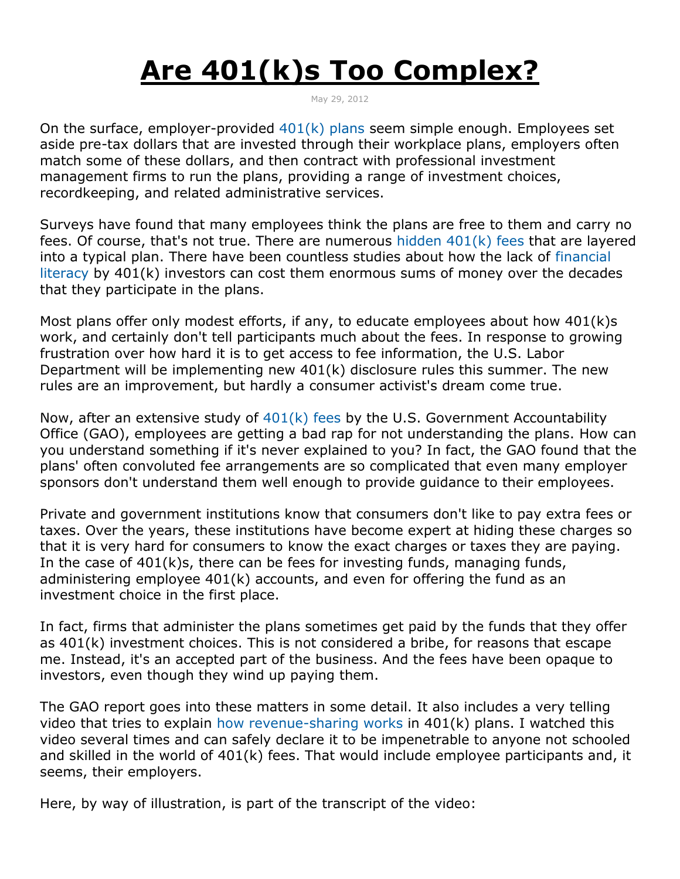# Are 401(k)s Too Complex?

May 29, 2012

On the surface, employer-provided 401(k) plans seem simple enough. Employees set aside pre-tax dollars that are invested through their workplace plans, employers often match some of these dollars, and then contract with professional investment management firms to run the plans, providing a range of investment choices, recordkeeping, and related administrative services.

Surveys have found that many employees think the plans are free to them and carry no fees. Of course, that's not true. There are numerous hidden 401(k) fees that are layered into a typical plan. There have been countless studies about how the lack of financial literacy by 401(k) investors can cost them enormous sums of money over the decades that they participate in the plans.

Most plans offer only modest efforts, if any, to educate employees about how 401(k)s work, and certainly don't tell participants much about the fees. In response to growing frustration over how hard it is to get access to fee information, the U.S. Labor Department will be implementing new 401(k) disclosure rules this summer. The new rules are an improvement, but hardly a consumer activist's dream come true.

Now, after an extensive study of 401(k) fees by the U.S. Government Accountability Office (GAO), employees are getting a bad rap for not understanding the plans. How can you understand something if it's never explained to you? In fact, the GAO found that the plans' often convoluted fee arrangements are so complicated that even many employer sponsors don't understand them well enough to provide guidance to their employees.

Private and government institutions know that consumers don't like to pay extra fees or taxes. Over the years, these institutions have become expert at hiding these charges so that it is very hard for consumers to know the exact charges or taxes they are paying. In the case of 401(k)s, there can be fees for investing funds, managing funds, administering employee 401(k) accounts, and even for offering the fund as an investment choice in the first place.

In fact, firms that administer the plans sometimes get paid by the funds that they offer as 401(k) investment choices. This is not considered a bribe, for reasons that escape me. Instead, it's an accepted part of the business. And the fees have been opaque to investors, even though they wind up paying them.

The GAO report goes into these matters in some detail. It also includes a very telling video that tries to explain how revenue-sharing works in 401(k) plans. I watched this video several times and can safely declare it to be impenetrable to anyone not schooled and skilled in the world of 401(k) fees. That would include employee participants and, it seems, their employers.

Here, by way of illustration, is part of the transcript of the video: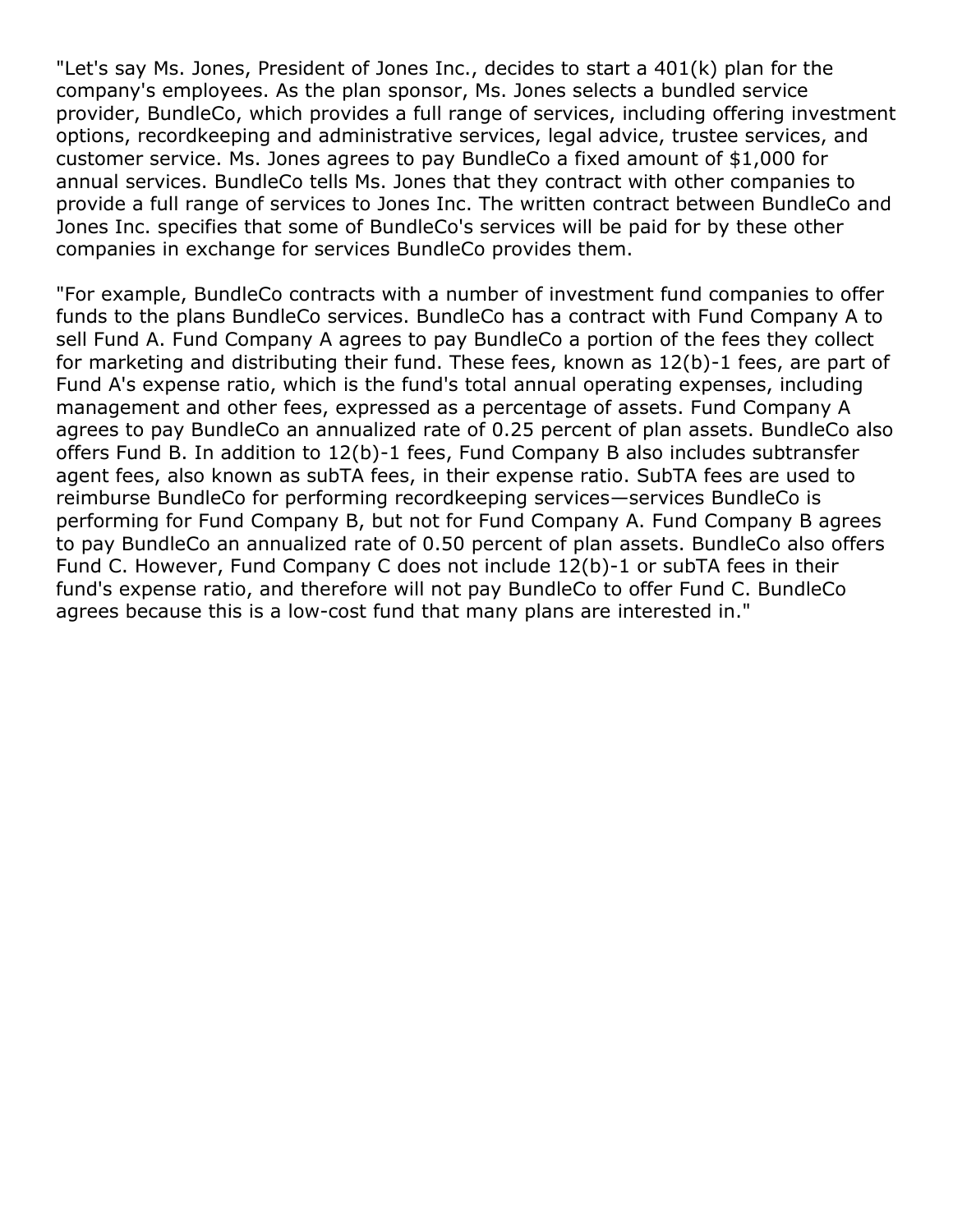"Let's say Ms. Jones, President of Jones Inc., decides to start a 401(k) plan for the company's employees. As the plan sponsor, Ms. Jones selects a bundled service provider, BundleCo, which provides a full range of services, including offering investment options, recordkeeping and administrative services, legal advice, trustee services, and customer service. Ms. Jones agrees to pay BundleCo a fixed amount of $1,000 for annual services. BundleCo tells Ms. Jones that they contract with other companies to provide a full range of services to Jones Inc. The written contract between BundleCo and Jones Inc. specifies that some of BundleCo's services will be paid for by these other companies in exchange for services BundleCo provides them.

"For example, BundleCo contracts with a number of investment fund companies to offer funds to the plans BundleCo services. BundleCo has a contract with Fund Company A to sell Fund A. Fund Company A agrees to pay BundleCo a portion of the fees they collect for marketing and distributing their fund. These fees, known as 12(b)-1 fees, are part of Fund A's expense ratio, which is the fund's total annual operating expenses, including management and other fees, expressed as a percentage of assets. Fund Company A agrees to pay BundleCo an annualized rate of 0.25 percent of plan assets. BundleCo also offers Fund B. In addition to 12(b)-1 fees, Fund Company B also includes subtransfer agent fees, also known as subTA fees, in their expense ratio. SubTA fees are used to reimburse BundleCo for performing recordkeeping services—services BundleCo is performing for Fund Company B, but not for Fund Company A. Fund Company B agrees to pay BundleCo an annualized rate of 0.50 percent of plan assets. BundleCo also offers Fund C. However, Fund Company C does not include 12(b)-1 or subTA fees in their fund's expense ratio, and therefore will not pay BundleCo to offer Fund C. BundleCo agrees because this is a low-cost fund that many plans are interested in."